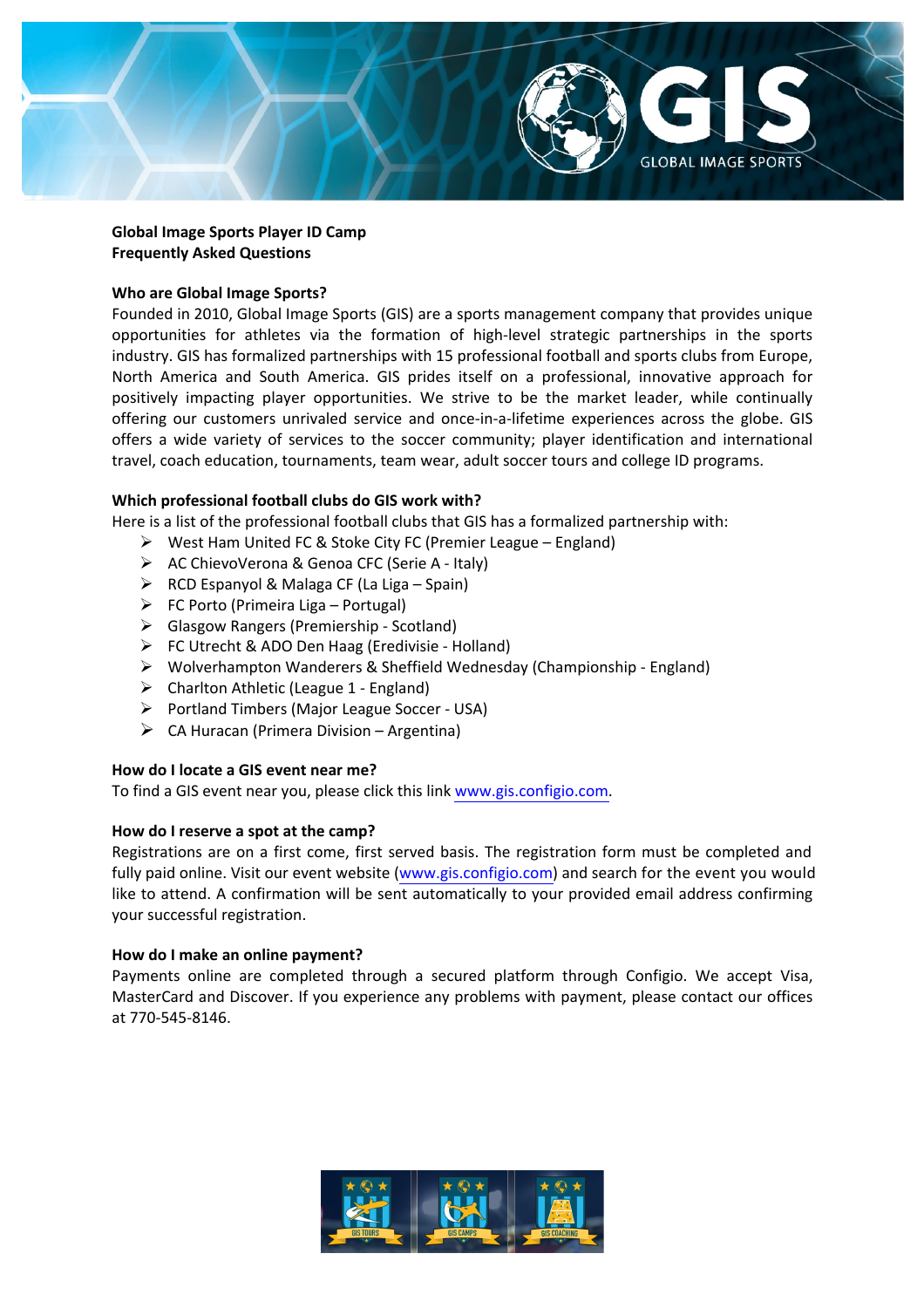**Global Image Sports Player ID Camp**
**Frequently Asked Questions**

**Who are Global Image Sports?**

Founded in 2010, Global Image Sports (GIS) are a sports management company that provides unique opportunities for athletes via the formation of high-level strategic partnerships in the sports industry. GIS has formalized partnerships with 15 professional football and sports clubs from Europe, North America and South America. GIS prides itself on a professional, innovative approach for positively impacting player opportunities. We strive to be the market leader, while continually offering our customers unrivaled service and once-in-a-lifetime experiences across the globe. GIS offers a wide variety of services to the soccer community; player identification and international travel, coach education, tournaments, team wear, adult soccer tours and college ID programs.

**Which professional football clubs do GIS work with?**

Here is a list of the professional football clubs that GIS has a formalized partnership with:

- West Ham United FC & Stoke City FC (Premier League – England)
- AC ChievoVerona & Genoa CFC (Serie A - Italy)
- RCD Espanyol & Malaga CF (La Liga – Spain)
- FC Porto (Primeira Liga – Portugal)
- Glasgow Rangers (Premiership - Scotland)
- FC Utrecht & ADO Den Haag (Eredivisie - Holland)
- Wolverhampton Wanderers & Sheffield Wednesday (Championship - England)
- Charlton Athletic (League 1 - England)
- Portland Timbers (Major League Soccer - USA)
- CA Huracan (Primera Division – Argentina)

**How do I locate a GIS event near me?**

To find a GIS event near you, please click this link www.gis.configio.com.

**How do I reserve a spot at the camp?**

Registrations are on a first come, first served basis. The registration form must be completed and fully paid online. Visit our event website (www.gis.configio.com) and search for the event you would like to attend. A confirmation will be sent automatically to your provided email address confirming your successful registration.

**How do I make an online payment?**

Payments online are completed through a secured platform through Configio. We accept Visa, MasterCard and Discover. If you experience any problems with payment, please contact our offices at 770-545-8146.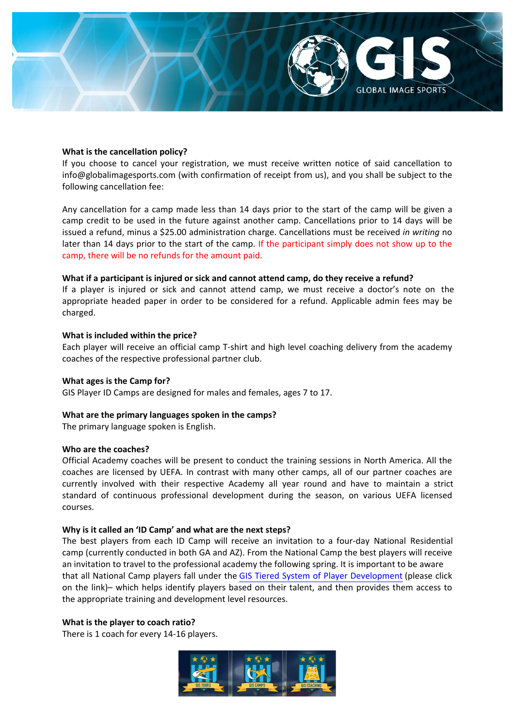**What is the cancellation policy?**
If you choose to cancel your registration, we must receive written notice of said cancellation to info@globalimagesports.com (with confirmation of receipt from us), and you shall be subject to the following cancellation fee:

Any cancellation for a camp made less than 14 days prior to the start of the camp will be given a camp credit to be used in the future against another camp. Cancellations prior to 14 days will be issued a refund, minus a $25.00 administration charge. Cancellations must be received *in writing* no later than 14 days prior to the start of the camp. If the participant simply does not show up to the camp, there will be no refunds for the amount paid.

**What if a participant is injured or sick and cannot attend camp, do they receive a refund?**
If a player is injured or sick and cannot attend camp, we must receive a doctor's note on the appropriate headed paper in order to be considered for a refund. Applicable admin fees may be charged.

**What is included within the price?**
Each player will receive an official camp T-shirt and high level coaching delivery from the academy coaches of the respective professional partner club.

**What ages is the Camp for?**
GIS Player ID Camps are designed for males and females, ages 7 to 17.

**What are the primary languages spoken in the camps?**
The primary language spoken is English.

**Who are the coaches?**
Official Academy coaches will be present to conduct the training sessions in North America. All the coaches are licensed by UEFA. In contrast with many other camps, all of our partner coaches are currently involved with their respective Academy all year round and have to maintain a strict standard of continuous professional development during the season, on various UEFA licensed courses.

**Why is it called an 'ID Camp' and what are the next steps?**
The best players from each ID Camp will receive an invitation to a four-day National Residential camp (currently conducted in both GA and AZ). From the National Camp the best players will receive an invitation to travel to the professional academy the following spring. It is important to be aware that all National Camp players fall under the GIS Tiered System of Player Development (please click on the link)– which helps identify players based on their talent, and then provides them access to the appropriate training and development level resources.

**What is the player to coach ratio?**
There is 1 coach for every 14-16 players.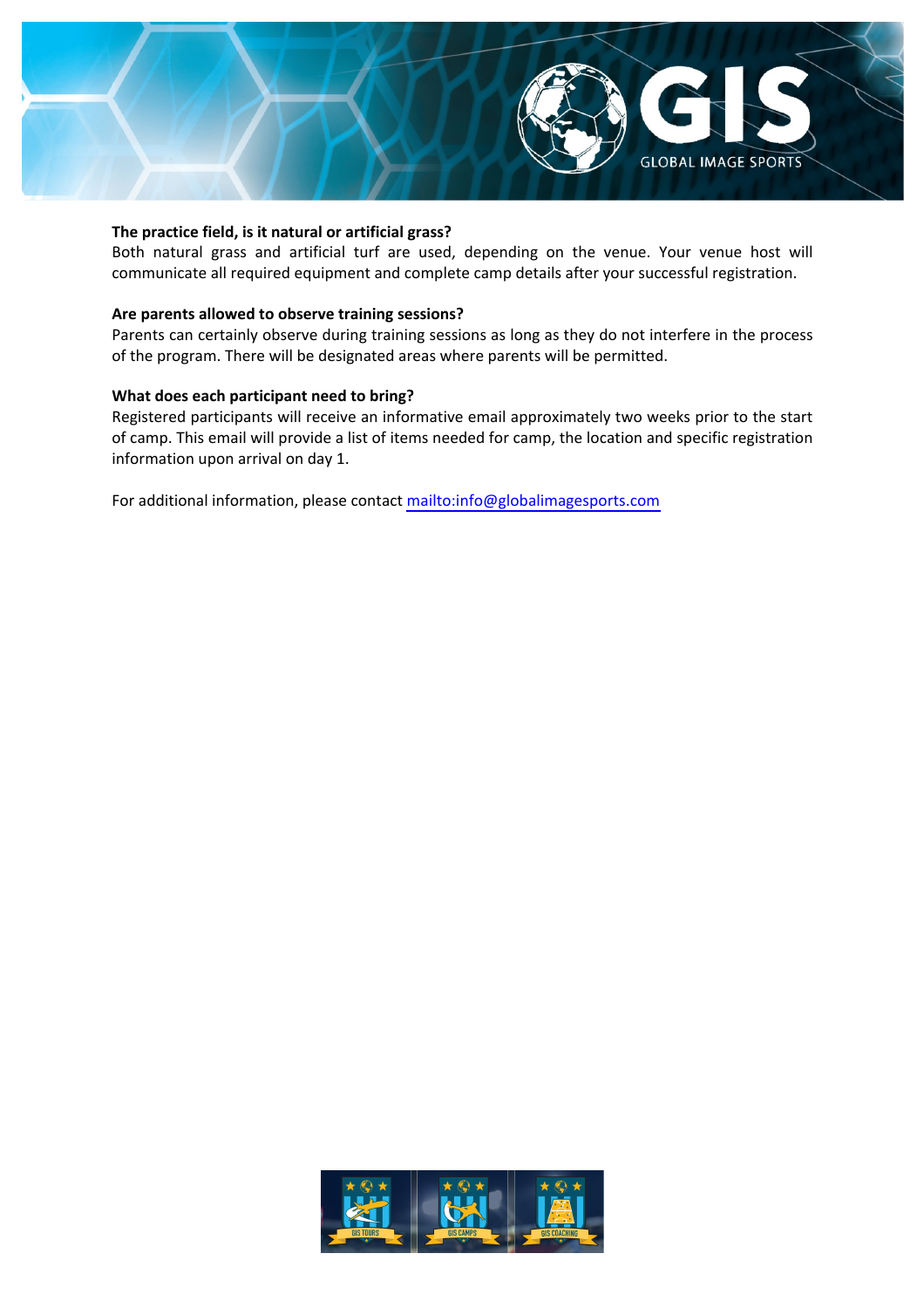**The practice field, is it natural or artificial grass?**
Both natural grass and artificial turf are used, depending on the venue. Your venue host will communicate all required equipment and complete camp details after your successful registration.

**Are parents allowed to observe training sessions?**
Parents can certainly observe during training sessions as long as they do not interfere in the process of the program. There will be designated areas where parents will be permitted.

**What does each participant need to bring?**
Registered participants will receive an informative email approximately two weeks prior to the start of camp. This email will provide a list of items needed for camp, the location and specific registration information upon arrival on day 1.

For additional information, please contact mailto:info@globalimagesports.com